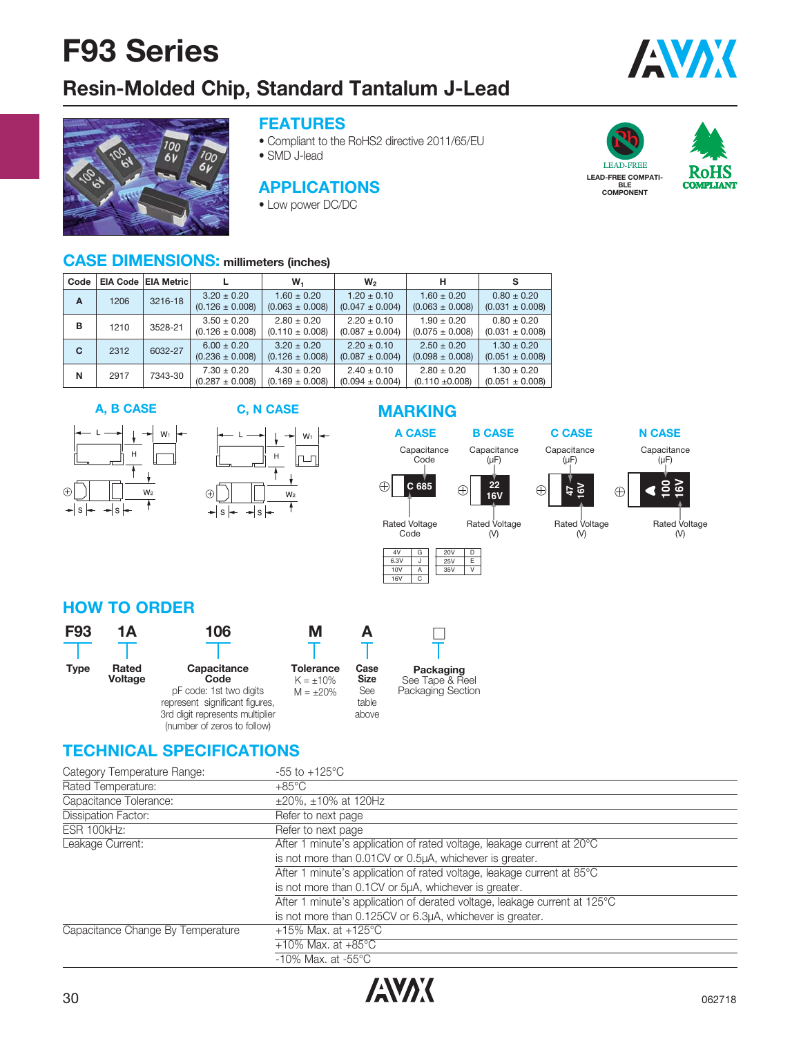# F93 Series

## Resin-Molded Chip, Standard Tantalum J-Lead

### FEATURES

- Compliant to the RoHS2 directive 2011/65/EU
- SMD J-lead

### APPLICATIONS

- Low power DC/DC

LEAD-FREE
LEAD-FREE COMPATIBLE COMPONENT

RoHS COMPLIANT

### CASE DIMENSIONS: millimeters (inches)

| Code | EIA Code | EIA Metric | L | $W_1$ | $W_2$ | H | S |
|---|---|---|---|---|---|---|---|
| A | 1206 | 3216-18 | 3.20 ± 0.20 (0.126 ± 0.008) | 1.60 ± 0.20 (0.063 ± 0.008) | 1.20 ± 0.10 (0.047 ± 0.004) | 1.60 ± 0.20 (0.063 ± 0.008) | 0.80 ± 0.20 (0.031 ± 0.008) |
| B | 1210 | 3528-21 | 3.50 ± 0.20 (0.126 ± 0.008) | 2.80 ± 0.20 (0.110 ± 0.008) | 2.20 ± 0.10 (0.087 ± 0.004) | 1.90 ± 0.20 (0.075 ± 0.008) | 0.80 ± 0.20 (0.031 ± 0.008) |
| C | 2312 | 6032-27 | 6.00 ± 0.20 (0.236 ± 0.008) | 3.20 ± 0.20 (0.126 ± 0.008) | 2.20 ± 0.10 (0.087 ± 0.004) | 2.50 ± 0.20 (0.098 ± 0.008) | 1.30 ± 0.20 (0.051 ± 0.008) |
| N | 2917 | 7343-30 | 7.30 ± 0.20 (0.287 ± 0.008) | 4.30 ± 0.20 (0.169 ± 0.008) | 2.40 ± 0.10 (0.094 ± 0.004) | 2.80 ± 0.20 (0.110 ±0.008) | 1.30 ± 0.20 (0.051 ± 0.008) |

A, B CASE

C, N CASE

### MARKING

**A CASE**: Capacitance Code; Rated Voltage Code (example: C 685)

**B CASE**: Capacitance (µF); Rated Voltage (V) (example: 22 16V)

**C CASE**: Capacitance (µF); Rated Voltage (V) (example: 47 16V)

**N CASE**: Capacitance (µF); Rated Voltage (V) (example: 100 16V)

| Voltage | Code |
|---|---|
| 4V | G |
| 6.3V | J |
| 10V | A |
| 16V | C |
| 20V | D |
| 25V | E |
| 35V | V |

### HOW TO ORDER

| F93 | 1A | 106 | M | A | □ |
|---|---|---|---|---|---|
| **Type** | **Rated Voltage** | **Capacitance Code** pF code: 1st two digits represent significant figures, 3rd digit represents multiplier (number of zeros to follow) | **Tolerance** K = ±10% M = ±20% | **Case Size** See table above | **Packaging** See Tape & Reel Packaging Section |

### TECHNICAL SPECIFICATIONS

| | |
|---|---|
| Category Temperature Range: | -55 to +125°C |
| Rated Temperature: | +85°C |
| Capacitance Tolerance: | ±20%, ±10% at 120Hz |
| Dissipation Factor: | Refer to next page |
| ESR 100kHz: | Refer to next page |
| Leakage Current: | After 1 minute's application of rated voltage, leakage current at 20°C is not more than 0.01CV or 0.5µA, whichever is greater. |
| | After 1 minute's application of rated voltage, leakage current at 85°C is not more than 0.1CV or 5µA, whichever is greater. |
| | After 1 minute's application of derated voltage, leakage current at 125°C is not more than 0.125CV or 6.3µA, whichever is greater. |
| Capacitance Change By Temperature | +15% Max. at +125°C |
| | +10% Max. at +85°C |
| | -10% Max. at -55°C |

062718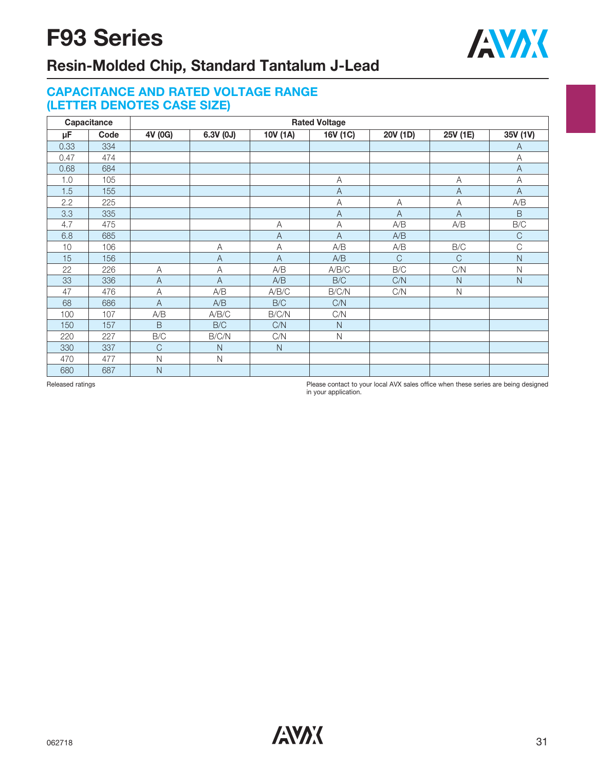# F93 Series

## Resin-Molded Chip, Standard Tantalum J-Lead

### CAPACITANCE AND RATED VOLTAGE RANGE (LETTER DENOTES CASE SIZE)

| Capacitance | | Rated Voltage | | | | | | |
|---|---|---|---|---|---|---|---|---|
| μF | Code | 4V (0G) | 6.3V (0J) | 10V (1A) | 16V (1C) | 20V (1D) | 25V (1E) | 35V (1V) |
| 0.33 | 334 | | | | | | | A |
| 0.47 | 474 | | | | | | | A |
| 0.68 | 684 | | | | | | | A |
| 1.0 | 105 | | | | A | | A | A |
| 1.5 | 155 | | | | A | | A | A |
| 2.2 | 225 | | | | A | A | A | A/B |
| 3.3 | 335 | | | | A | A | A | B |
| 4.7 | 475 | | | A | A | A/B | A/B | B/C |
| 6.8 | 685 | | | A | A | A/B | | C |
| 10 | 106 | | A | A | A/B | A/B | B/C | C |
| 15 | 156 | | A | A | A/B | C | C | N |
| 22 | 226 | A | A | A/B | A/B/C | B/C | C/N | N |
| 33 | 336 | A | A | A/B | B/C | C/N | N | N |
| 47 | 476 | A | A/B | A/B/C | B/C/N | C/N | N | |
| 68 | 686 | A | A/B | B/C | C/N | | | |
| 100 | 107 | A/B | A/B/C | B/C/N | C/N | | | |
| 150 | 157 | B | B/C | C/N | N | | | |
| 220 | 227 | B/C | B/C/N | C/N | N | | | |
| 330 | 337 | C | N | N | | | | |
| 470 | 477 | N | N | | | | | |
| 680 | 687 | N | | | | | | |

Released ratings

Please contact to your local AVX sales office when these series are being designed in your application.

062718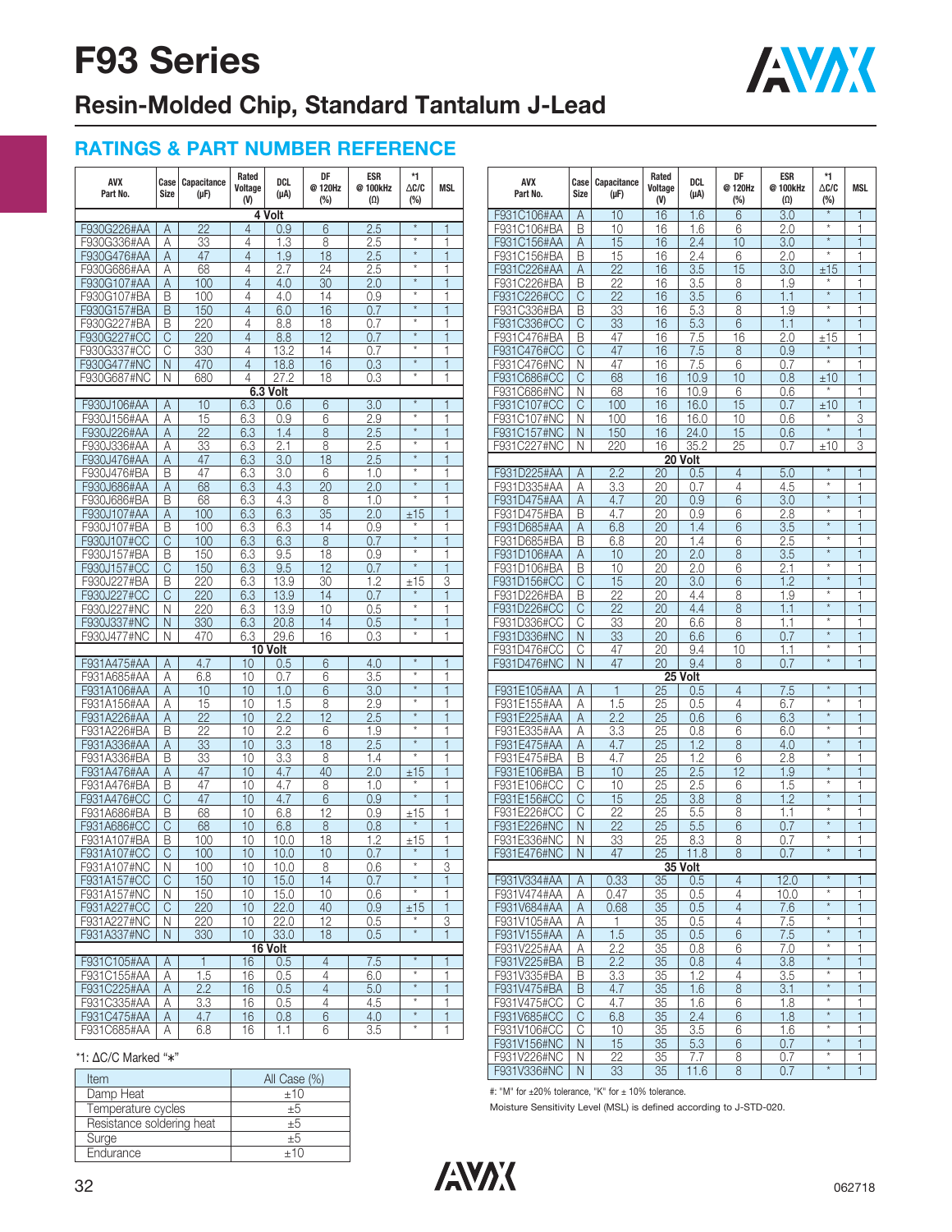# F93 Series

## Resin-Molded Chip, Standard Tantalum J-Lead

### RATINGS & PART NUMBER REFERENCE

| AVX Part No. | Case Size | Capacitance (µF) | Rated Voltage (V) | DCL (µA) | DF @ 120Hz (%) | ESR @ 100kHz (Ω) | *1 ΔC/C (%) | MSL |
|---|---|---|---|---|---|---|---|---|
| **4 Volt** | | | | | | | | |
| F930G226#AA | A | 22 | 4 | 0.9 | 6 | 2.5 | * | 1 |
| F930G336#AA | A | 33 | 4 | 1.3 | 8 | 2.5 | * | 1 |
| F930G476#AA | A | 47 | 4 | 1.9 | 18 | 2.5 | * | 1 |
| F930G686#AA | A | 68 | 4 | 2.7 | 24 | 2.5 | * | 1 |
| F930G107#AA | A | 100 | 4 | 4.0 | 30 | 2.0 | * | 1 |
| F930G107#BA | B | 100 | 4 | 4.0 | 14 | 0.9 | * | 1 |
| F930G157#BA | B | 150 | 4 | 6.0 | 16 | 0.7 | * | 1 |
| F930G227#BA | B | 220 | 4 | 8.8 | 18 | 0.7 | * | 1 |
| F930G227#CC | C | 220 | 4 | 8.8 | 12 | 0.7 | * | 1 |
| F930G337#CC | C | 330 | 4 | 13.2 | 14 | 0.7 | * | 1 |
| F930G477#NC | N | 470 | 4 | 18.8 | 16 | 0.3 | * | 1 |
| F930G687#NC | N | 680 | 4 | 27.2 | 18 | 0.3 | * | 1 |
| **6.3 Volt** | | | | | | | | |
| F930J106#AA | A | 10 | 6.3 | 0.6 | 6 | 3.0 | * | 1 |
| F930J156#AA | A | 15 | 6.3 | 0.9 | 6 | 2.9 | * | 1 |
| F930J226#AA | A | 22 | 6.3 | 1.4 | 8 | 2.5 | * | 1 |
| F930J336#AA | A | 33 | 6.3 | 2.1 | 8 | 2.5 | * | 1 |
| F930J476#AA | A | 47 | 6.3 | 3.0 | 18 | 2.5 | * | 1 |
| F930J476#BA | B | 47 | 6.3 | 3.0 | 6 | 1.0 | * | 1 |
| F930J686#AA | A | 68 | 6.3 | 4.3 | 20 | 2.0 | * | 1 |
| F930J686#BA | B | 68 | 6.3 | 4.3 | 8 | 1.0 | * | 1 |
| F930J107#AA | A | 100 | 6.3 | 6.3 | 35 | 2.0 | ±15 | 1 |
| F930J107#BA | B | 100 | 6.3 | 6.3 | 14 | 0.9 | * | 1 |
| F930J107#CC | C | 100 | 6.3 | 6.3 | 8 | 0.7 | * | 1 |
| F930J157#BA | B | 150 | 6.3 | 9.5 | 18 | 0.9 | * | 1 |
| F930J157#CC | C | 150 | 6.3 | 9.5 | 12 | 0.7 | * | 1 |
| F930J227#BA | B | 220 | 6.3 | 13.9 | 30 | 1.2 | ±15 | 3 |
| F930J227#CC | C | 220 | 6.3 | 13.9 | 14 | 0.7 | * | 1 |
| F930J227#NC | N | 220 | 6.3 | 13.9 | 10 | 0.5 | * | 1 |
| F930J337#NC | N | 330 | 6.3 | 20.8 | 14 | 0.5 | * | 1 |
| F930J477#NC | N | 470 | 6.3 | 29.6 | 16 | 0.3 | * | 1 |
| **10 Volt** | | | | | | | | |
| F931A475#AA | A | 4.7 | 10 | 0.5 | 6 | 4.0 | * | 1 |
| F931A685#AA | A | 6.8 | 10 | 0.7 | 6 | 3.5 | * | 1 |
| F931A106#AA | A | 10 | 10 | 1.0 | 6 | 3.0 | * | 1 |
| F931A156#AA | A | 15 | 10 | 1.5 | 8 | 2.9 | * | 1 |
| F931A226#AA | A | 22 | 10 | 2.2 | 12 | 2.5 | * | 1 |
| F931A226#BA | B | 22 | 10 | 2.2 | 6 | 1.9 | * | 1 |
| F931A336#AA | A | 33 | 10 | 3.3 | 18 | 2.5 | * | 1 |
| F931A336#BA | B | 33 | 10 | 3.3 | 8 | 1.4 | * | 1 |
| F931A476#AA | A | 47 | 10 | 4.7 | 40 | 2.0 | ±15 | 1 |
| F931A476#BA | B | 47 | 10 | 4.7 | 8 | 1.0 | * | 1 |
| F931A476#CC | C | 47 | 10 | 4.7 | 6 | 0.9 | * | 1 |
| F931A686#BA | B | 68 | 10 | 6.8 | 12 | 0.9 | ±15 | 1 |
| F931A686#CC | C | 68 | 10 | 6.8 | 8 | 0.8 | * | 1 |
| F931A107#BA | B | 100 | 10 | 10.0 | 18 | 1.2 | ±15 | 1 |
| F931A107#CC | C | 100 | 10 | 10.0 | 10 | 0.7 | * | 1 |
| F931A107#NC | N | 100 | 10 | 10.0 | 8 | 0.6 | * | 3 |
| F931A157#CC | C | 150 | 10 | 15.0 | 14 | 0.7 | * | 1 |
| F931A157#NC | N | 150 | 10 | 15.0 | 10 | 0.6 | * | 1 |
| F931A227#CC | C | 220 | 10 | 22.0 | 40 | 0.9 | ±15 | 1 |
| F931A227#NC | N | 220 | 10 | 22.0 | 12 | 0.5 | * | 3 |
| F931A337#NC | N | 330 | 10 | 33.0 | 18 | 0.5 | * | 1 |
| **16 Volt** | | | | | | | | |
| F931C105#AA | A | 1 | 16 | 0.5 | 4 | 7.5 | * | 1 |
| F931C155#AA | A | 1.5 | 16 | 0.5 | 4 | 6.0 | * | 1 |
| F931C225#AA | A | 2.2 | 16 | 0.5 | 4 | 5.0 | * | 1 |
| F931C335#AA | A | 3.3 | 16 | 0.5 | 4 | 4.5 | * | 1 |
| F931C475#AA | A | 4.7 | 16 | 0.8 | 6 | 4.0 | * | 1 |
| F931C685#AA | A | 6.8 | 16 | 1.1 | 6 | 3.5 | * | 1 |
| F931C106#AA | A | 10 | 16 | 1.6 | 6 | 3.0 | * | 1 |
| F931C106#BA | B | 10 | 16 | 1.6 | 6 | 2.0 | * | 1 |
| F931C156#AA | A | 15 | 16 | 2.4 | 10 | 3.0 | * | 1 |
| F931C156#BA | B | 15 | 16 | 2.4 | 6 | 2.0 | * | 1 |
| F931C226#AA | A | 22 | 16 | 3.5 | 15 | 3.0 | ±15 | 1 |
| F931C226#BA | B | 22 | 16 | 3.5 | 8 | 1.9 | * | 1 |
| F931C226#CC | C | 22 | 16 | 3.5 | 6 | 1.1 | * | 1 |
| F931C336#BA | B | 33 | 16 | 5.3 | 8 | 1.9 | * | 1 |
| F931C336#CC | C | 33 | 16 | 5.3 | 6 | 1.1 | * | 1 |
| F931C476#BA | B | 47 | 16 | 7.5 | 16 | 2.0 | ±15 | 1 |
| F931C476#CC | C | 47 | 16 | 7.5 | 8 | 0.9 | * | 1 |
| F931C476#NC | N | 47 | 16 | 7.5 | 6 | 0.7 | * | 1 |
| F931C686#CC | C | 68 | 16 | 10.9 | 10 | 0.8 | ±10 | 1 |
| F931C686#NC | N | 68 | 16 | 10.9 | 6 | 0.6 | * | 1 |
| F931C107#CC | C | 100 | 16 | 16.0 | 15 | 0.7 | ±10 | 1 |
| F931C107#NC | N | 100 | 16 | 16.0 | 10 | 0.6 | * | 3 |
| F931C157#NC | N | 150 | 16 | 24.0 | 15 | 0.6 | * | 1 |
| F931C227#NC | N | 220 | 16 | 35.2 | 25 | 0.7 | ±10 | 3 |
| **20 Volt** | | | | | | | | |
| F931D225#AA | A | 2.2 | 20 | 0.5 | 4 | 5.0 | * | 1 |
| F931D335#AA | A | 3.3 | 20 | 0.7 | 4 | 4.5 | * | 1 |
| F931D475#AA | A | 4.7 | 20 | 0.9 | 6 | 3.0 | * | 1 |
| F931D475#BA | B | 4.7 | 20 | 0.9 | 6 | 2.8 | * | 1 |
| F931D685#AA | A | 6.8 | 20 | 1.4 | 6 | 3.5 | * | 1 |
| F931D685#BA | B | 6.8 | 20 | 1.4 | 6 | 2.5 | * | 1 |
| F931D106#AA | A | 10 | 20 | 2.0 | 8 | 3.5 | * | 1 |
| F931D106#BA | B | 10 | 20 | 2.0 | 6 | 2.1 | * | 1 |
| F931D156#CC | C | 15 | 20 | 3.0 | 6 | 1.2 | * | 1 |
| F931D226#BA | B | 22 | 20 | 4.4 | 8 | 1.9 | * | 1 |
| F931D226#CC | C | 22 | 20 | 4.4 | 8 | 1.1 | * | 1 |
| F931D336#CC | C | 33 | 20 | 6.6 | 8 | 1.1 | * | 1 |
| F931D336#NC | N | 33 | 20 | 6.6 | 6 | 0.7 | * | 1 |
| F931D476#CC | C | 47 | 20 | 9.4 | 10 | 1.1 | * | 1 |
| F931D476#NC | N | 47 | 20 | 9.4 | 8 | 0.7 | * | 1 |
| **25 Volt** | | | | | | | | |
| F931E105#AA | A | 1 | 25 | 0.5 | 4 | 7.5 | * | 1 |
| F931E155#AA | A | 1.5 | 25 | 0.5 | 4 | 6.7 | * | 1 |
| F931E225#AA | A | 2.2 | 25 | 0.6 | 6 | 6.3 | * | 1 |
| F931E335#AA | A | 3.3 | 25 | 0.8 | 6 | 6.0 | * | 1 |
| F931E475#AA | A | 4.7 | 25 | 1.2 | 8 | 4.0 | * | 1 |
| F931E475#BA | B | 4.7 | 25 | 1.2 | 6 | 2.8 | * | 1 |
| F931E106#BA | B | 10 | 25 | 2.5 | 12 | 1.9 | * | 1 |
| F931E106#CC | C | 10 | 25 | 2.5 | 6 | 1.5 | * | 1 |
| F931E156#CC | C | 15 | 25 | 3.8 | 8 | 1.2 | * | 1 |
| F931E226#CC | C | 22 | 25 | 5.5 | 8 | 1.1 | * | 1 |
| F931E226#NC | N | 22 | 25 | 5.5 | 6 | 0.7 | * | 1 |
| F931E336#NC | N | 33 | 25 | 8.3 | 8 | 0.7 | * | 1 |
| F931E476#NC | N | 47 | 25 | 11.8 | 8 | 0.7 | * | 1 |
| **35 Volt** | | | | | | | | |
| F931V334#AA | A | 0.33 | 35 | 0.5 | 4 | 12.0 | * | 1 |
| F931V474#AA | A | 0.47 | 35 | 0.5 | 4 | 10.0 | * | 1 |
| F931V684#AA | A | 0.68 | 35 | 0.5 | 4 | 7.6 | * | 1 |
| F931V105#AA | A | 1 | 35 | 0.5 | 4 | 7.5 | * | 1 |
| F931V155#AA | A | 1.5 | 35 | 0.5 | 6 | 7.5 | * | 1 |
| F931V225#AA | A | 2.2 | 35 | 0.8 | 6 | 7.0 | * | 1 |
| F931V225#BA | B | 2.2 | 35 | 0.8 | 4 | 3.8 | * | 1 |
| F931V335#BA | B | 3.3 | 35 | 1.2 | 4 | 3.5 | * | 1 |
| F931V475#BA | B | 4.7 | 35 | 1.6 | 8 | 3.1 | * | 1 |
| F931V475#CC | C | 4.7 | 35 | 1.6 | 6 | 1.8 | * | 1 |
| F931V685#CC | C | 6.8 | 35 | 2.4 | 6 | 1.8 | * | 1 |
| F931V106#CC | C | 10 | 35 | 3.5 | 6 | 1.6 | * | 1 |
| F931V156#NC | N | 15 | 35 | 5.3 | 6 | 0.7 | * | 1 |
| F931V226#NC | N | 22 | 35 | 7.7 | 8 | 0.7 | * | 1 |
| F931V336#NC | N | 33 | 35 | 11.6 | 8 | 0.7 | * | 1 |

*1: ΔC/C Marked "*"

| Item | All Case (%) |
|---|---|
| Damp Heat | ±10 |
| Temperature cycles | ±5 |
| Resistance soldering heat | ±5 |
| Surge | ±5 |
| Endurance | ±10 |

#: "M" for ±20% tolerance, "K" for ± 10% tolerance.

Moisture Sensitivity Level (MSL) is defined according to J-STD-020.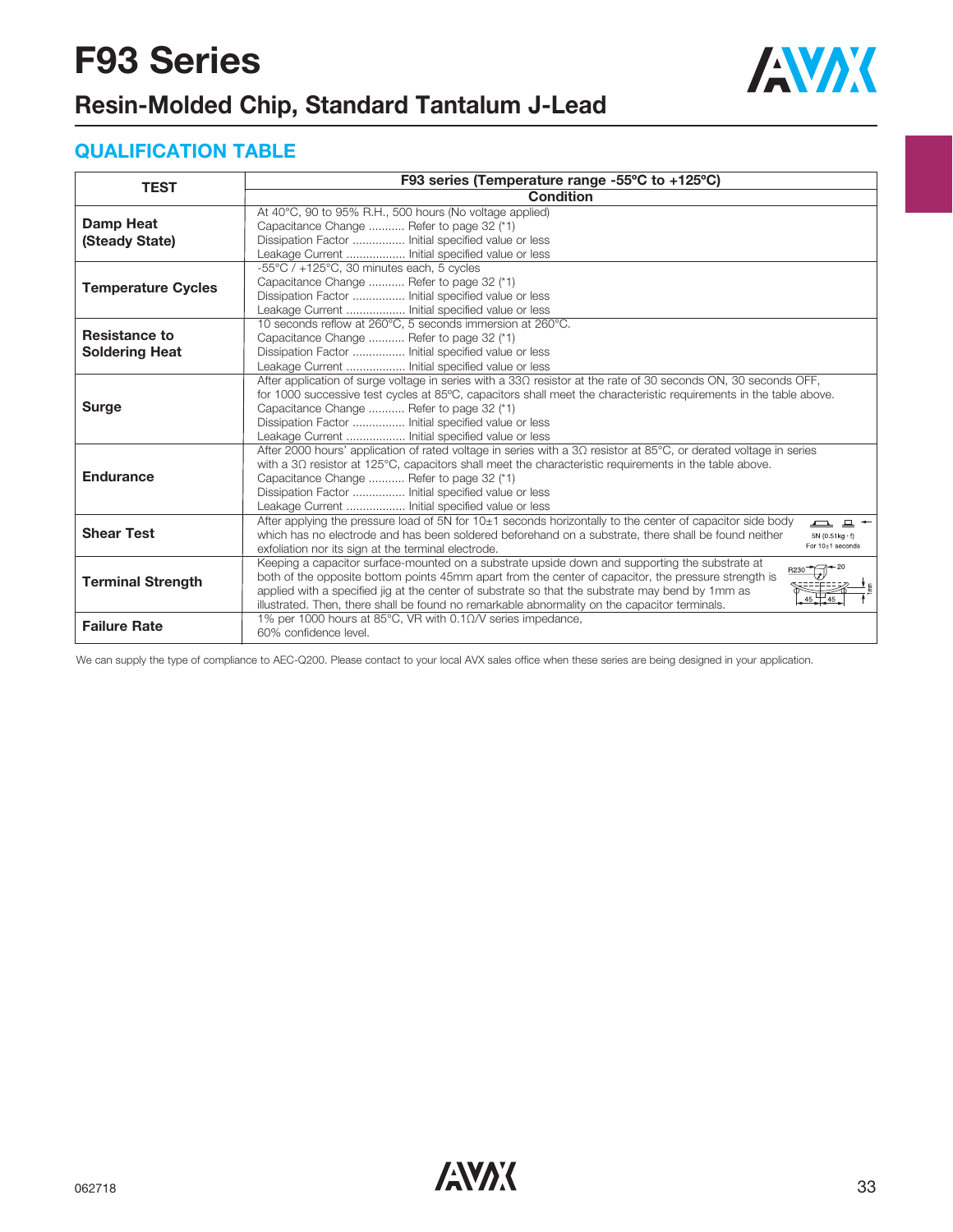# F93 Series

## Resin-Molded Chip, Standard Tantalum J-Lead

### QUALIFICATION TABLE

| TEST | F93 series (Temperature range -55ºC to +125ºC) |
|---|---|
| | Condition |
| **Damp Heat (Steady State)** | At 40°C, 90 to 95% R.H., 500 hours (No voltage applied)<br>Capacitance Change ........... Refer to page 32 (*1)<br>Dissipation Factor ................ Initial specified value or less<br>Leakage Current .................. Initial specified value or less |
| **Temperature Cycles** | -55°C / +125°C, 30 minutes each, 5 cycles<br>Capacitance Change ........... Refer to page 32 (*1)<br>Dissipation Factor ................ Initial specified value or less<br>Leakage Current .................. Initial specified value or less |
| **Resistance to Soldering Heat** | 10 seconds reflow at 260°C, 5 seconds immersion at 260°C.<br>Capacitance Change ........... Refer to page 32 (*1)<br>Dissipation Factor ................ Initial specified value or less<br>Leakage Current .................. Initial specified value or less |
| **Surge** | After application of surge voltage in series with a 33Ω resistor at the rate of 30 seconds ON, 30 seconds OFF, for 1000 successive test cycles at 85ºC, capacitors shall meet the characteristic requirements in the table above.<br>Capacitance Change ........... Refer to page 32 (*1)<br>Dissipation Factor ................ Initial specified value or less<br>Leakage Current .................. Initial specified value or less |
| **Endurance** | After 2000 hours' application of rated voltage in series with a 3Ω resistor at 85°C, or derated voltage in series with a 3Ω resistor at 125°C, capacitors shall meet the characteristic requirements in the table above.<br>Capacitance Change ........... Refer to page 32 (*1)<br>Dissipation Factor ................ Initial specified value or less<br>Leakage Current .................. Initial specified value or less |
| **Shear Test** | After applying the pressure load of 5N for 10±1 seconds horizontally to the center of capacitor side body which has no electrode and has been soldered beforehand on a substrate, there shall be found neither exfoliation nor its sign at the terminal electrode. (5N (0.51kg · f) For 10±1 seconds) |
| **Terminal Strength** | Keeping a capacitor surface-mounted on a substrate upside down and supporting the substrate at both of the opposite bottom points 45mm apart from the center of capacitor, the pressure strength is applied with a specified jig at the center of substrate so that the substrate may bend by 1mm as illustrated. Then, there shall be found no remarkable abnormality on the capacitor terminals. |
| **Failure Rate** | 1% per 1000 hours at 85°C, VR with 0.1Ω/V series impedance, 60% confidence level. |

We can supply the type of compliance to AEC-Q200. Please contact to your local AVX sales office when these series are being designed in your application.

062718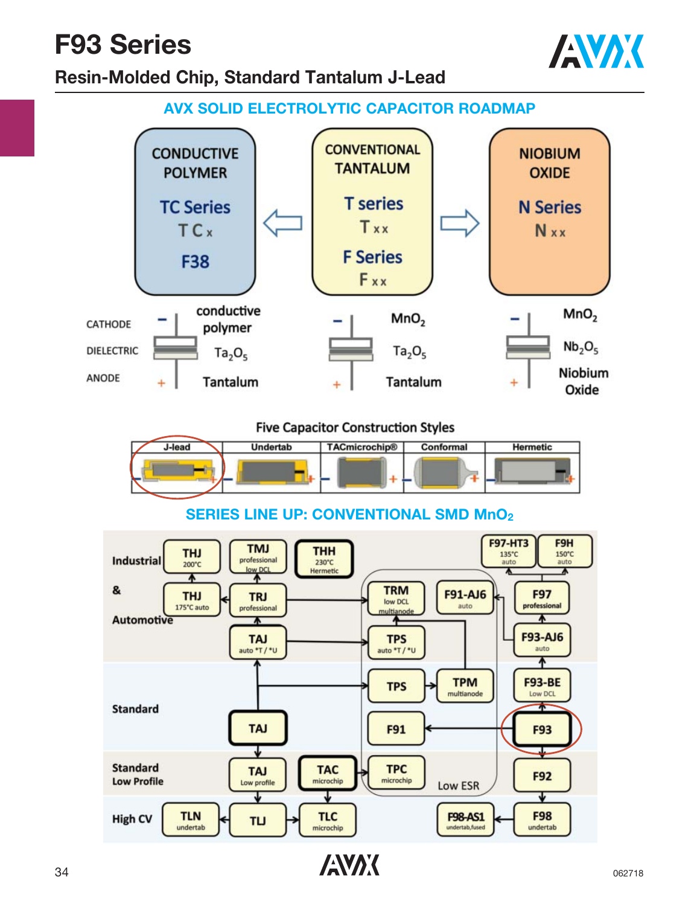# F93 Series

## Resin-Molded Chip, Standard Tantalum J-Lead

### AVX SOLID ELECTROLYTIC CAPACITOR ROADMAP

CONDUCTIVE POLYMER
TC Series
T C x
F38

CONVENTIONAL TANTALUM
T series
T x x
F Series
F x x

NIOBIUM OXIDE
N Series
N x x

CATHODE
DIELECTRIC
ANODE

conductive polymer
$Ta_2O_5$
Tantalum

$MnO_2$
$Ta_2O_5$
Tantalum

$MnO_2$
$Nb_2O_5$
Niobium Oxide

Five Capacitor Construction Styles

J-lead
Undertab
TACmicrochip®
Conformal
Hermetic

### SERIES LINE UP: CONVENTIONAL SMD $MnO_2$

Industrial & Automotive

THJ 200°C
TMJ professional low DCL
THH 230°C Hermetic
F97-HT3 135°C auto
F9H 150°C auto
THJ 175°C auto
TRJ professional
TRM low DCL multianode
F91-AJ6 auto
F97 professional
TAJ auto *T / *U
TPS auto *T / *U
F93-AJ6 auto

Standard

TPS
TPM multianode
F93-BE Low DCL
TAJ
F91
F93

Standard Low Profile

TAJ Low profile
TAC microchip
TPC microchip
Low ESR
F92

High CV

TLN undertab
TLJ
TLC microchip
F98-AS1 undertab,fused
F98 undertab